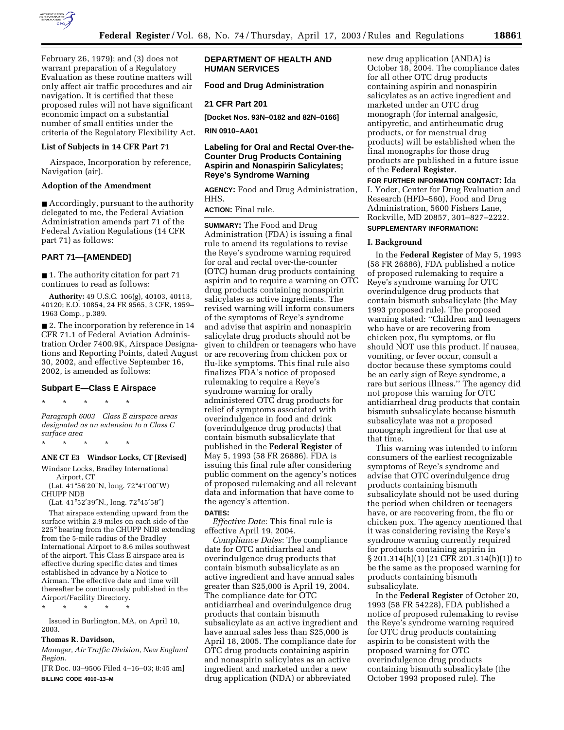February 26, 1979); and (3) does not warrant preparation of a Regulatory Evaluation as these routine matters will only affect air traffic procedures and air navigation. It is certified that these proposed rules will not have significant economic impact on a substantial number of small entities under the criteria of the Regulatory Flexibility Act.

**List of Subjects in 14 CFR Part 71**

Airspace, Incorporation by reference, Navigation (air).

**Adoption of the Amendment**

■ Accordingly, pursuant to the authority delegated to me, the Federal Aviation Administration amends part 71 of the Federal Aviation Regulations (14 CFR part 71) as follows:

## PART 71—[AMENDED]

■ 1. The authority citation for part 71 continues to read as follows:

**Authority:** 49 U.S.C. 106(g), 40103, 40113, 40120; E.O. 10854, 24 FR 9565, 3 CFR, 1959–1963 Comp., p.389.

■ 2. The incorporation by reference in 14 CFR 71.1 of Federal Aviation Administration Order 7400.9K, Airspace Designations and Reporting Points, dated August 30, 2002, and effective September 16, 2002, is amended as follows:

### Subpart E—Class E Airspace

\* \* \* \* \*

*Paragraph 6003 Class E airspace areas designated as an extension to a Class C surface area*

\* \* \* \* \*

**ANE CT E3 Windsor Locks, CT [Revised]**

Windsor Locks, Bradley International Airport, CT

(Lat. 41°56′20″N, long. 72°41′00″W)

CHUPP NDB

(Lat. 41°52′39″N., long. 72°45′58″)

That airspace extending upward from the surface within 2.9 miles on each side of the 225° bearing from the CHUPP NDB extending from the 5-mile radius of the Bradley International Airport to 8.6 miles southwest of the airport. This Class E airspace area is effective during specific dates and times established in advance by a Notice to Airman. The effective date and time will thereafter be continuously published in the Airport/Facility Directory.

\* \* \* \* \*

Issued in Burlington, MA, on April 10, 2003.

**Thomas R. Davidson,**

*Manager, Air Traffic Division, New England Region.*

[FR Doc. 03–9506 Filed 4–16–03; 8:45 am]

**BILLING CODE 4910–13–M**

## DEPARTMENT OF HEALTH AND HUMAN SERVICES

### Food and Drug Administration

### 21 CFR Part 201

**[Docket Nos. 93N–0182 and 82N–0166]**

**RIN 0910–AA01**

## Labeling for Oral and Rectal Over-the-Counter Drug Products Containing Aspirin and Nonaspirin Salicylates; Reye's Syndrome Warning

**AGENCY:** Food and Drug Administration, HHS.

**ACTION:** Final rule.

**SUMMARY:** The Food and Drug Administration (FDA) is issuing a final rule to amend its regulations to revise the Reye's syndrome warning required for oral and rectal over-the-counter (OTC) human drug products containing aspirin and to require a warning on OTC drug products containing nonaspirin salicylates as active ingredients. The revised warning will inform consumers of the symptoms of Reye's syndrome and advise that aspirin and nonaspirin salicylate drug products should not be given to children or teenagers who have or are recovering from chicken pox or flu-like symptoms. This final rule also finalizes FDA's notice of proposed rulemaking to require a Reye's syndrome warning for orally administered OTC drug products for relief of symptoms associated with overindulgence in food and drink (overindulgence drug products) that contain bismuth subsalicylate that published in the **Federal Register** of May 5, 1993 (58 FR 26886). FDA is issuing this final rule after considering public comment on the agency's notices of proposed rulemaking and all relevant data and information that have come to the agency's attention.

**DATES:**

*Effective Date*: This final rule is effective April 19, 2004.

*Compliance Dates*: The compliance date for OTC antidiarrheal and overindulgence drug products that contain bismuth subsalicylate as an active ingredient and have annual sales greater than $25,000 is April 19, 2004. The compliance date for OTC antidiarrheal and overindulgence drug products that contain bismuth subsalicylate as an active ingredient and have annual sales less than $25,000 is April 18, 2005. The compliance date for OTC drug products containing aspirin and nonaspirin salicylates as an active ingredient and marketed under a new drug application (NDA) or abbreviated new drug application (ANDA) is October 18, 2004. The compliance dates for all other OTC drug products containing aspirin and nonaspirin salicylates as an active ingredient and marketed under an OTC drug monograph (for internal analgesic, antipyretic, and antirheumatic drug products, or for menstrual drug products) will be established when the final monographs for those drug products are published in a future issue of the **Federal Register**.

**FOR FURTHER INFORMATION CONTACT:** Ida I. Yoder, Center for Drug Evaluation and Research (HFD–560), Food and Drug Administration, 5600 Fishers Lane, Rockville, MD 20857, 301–827–2222.

**SUPPLEMENTARY INFORMATION:**

**I. Background**

In the **Federal Register** of May 5, 1993 (58 FR 26886), FDA published a notice of proposed rulemaking to require a Reye's syndrome warning for OTC overindulgence drug products that contain bismuth subsalicylate (the May 1993 proposed rule). The proposed warning stated: ''Children and teenagers who have or are recovering from chicken pox, flu symptoms, or flu should NOT use this product. If nausea, vomiting, or fever occur, consult a doctor because these symptoms could be an early sign of Reye syndrome, a rare but serious illness.'' The agency did not propose this warning for OTC antidiarrheal drug products that contain bismuth subsalicylate because bismuth subsalicylate was not a proposed monograph ingredient for that use at that time.

This warning was intended to inform consumers of the earliest recognizable symptoms of Reye's syndrome and advise that OTC overindulgence drug products containing bismuth subsalicylate should not be used during the period when children or teenagers have, or are recovering from, the flu or chicken pox. The agency mentioned that it was considering revising the Reye's syndrome warning currently required for products containing aspirin in § 201.314(h)(1) (21 CFR 201.314(h)(1)) to be the same as the proposed warning for products containing bismuth subsalicylate.

In the **Federal Register** of October 20, 1993 (58 FR 54228), FDA published a notice of proposed rulemaking to revise the Reye's syndrome warning required for OTC drug products containing aspirin to be consistent with the proposed warning for OTC overindulgence drug products containing bismuth subsalicylate (the October 1993 proposed rule). The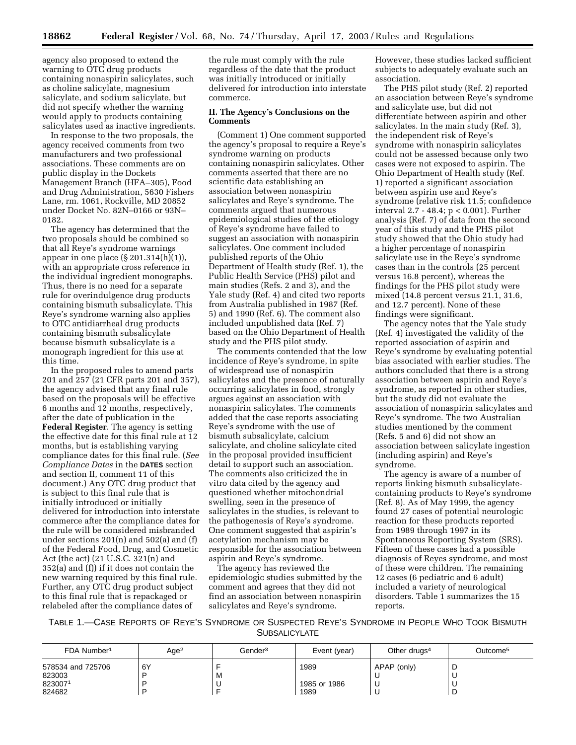agency also proposed to extend the warning to OTC drug products containing nonaspirin salicylates, such as choline salicylate, magnesium salicylate, and sodium salicylate, but did not specify whether the warning would apply to products containing salicylates used as inactive ingredients.

In response to the two proposals, the agency received comments from two manufacturers and two professional associations. These comments are on public display in the Dockets Management Branch (HFA–305), Food and Drug Administration, 5630 Fishers Lane, rm. 1061, Rockville, MD 20852 under Docket No. 82N–0166 or 93N–0182.

The agency has determined that the two proposals should be combined so that all Reye's syndrome warnings appear in one place (§ 201.314(h)(1)), with an appropriate cross reference in the individual ingredient monographs. Thus, there is no need for a separate rule for overindulgence drug products containing bismuth subsalicylate. This Reye's syndrome warning also applies to OTC antidiarrheal drug products containing bismuth subsalicylate because bismuth subsalicylate is a monograph ingredient for this use at this time.

In the proposed rules to amend parts 201 and 257 (21 CFR parts 201 and 357), the agency advised that any final rule based on the proposals will be effective 6 months and 12 months, respectively, after the date of publication in the **Federal Register**. The agency is setting the effective date for this final rule at 12 months, but is establishing varying compliance dates for this final rule. (*See Compliance Dates* in the **DATES** section and section II, comment 11 of this document.) Any OTC drug product that is subject to this final rule that is initially introduced or initially delivered for introduction into interstate commerce after the compliance dates for the rule will be considered misbranded under sections 201(n) and 502(a) and (f) of the Federal Food, Drug, and Cosmetic Act (the act) (21 U.S.C. 321(n) and 352(a) and (f)) if it does not contain the new warning required by this final rule. Further, any OTC drug product subject to this final rule that is repackaged or relabeled after the compliance dates of the rule must comply with the rule regardless of the date that the product was initially introduced or initially delivered for introduction into interstate commerce.

## II. The Agency's Conclusions on the Comments

(Comment 1) One comment supported the agency's proposal to require a Reye's syndrome warning on products containing nonaspirin salicylates. Other comments asserted that there are no scientific data establishing an association between nonaspirin salicylates and Reye's syndrome. The comments argued that numerous epidemiological studies of the etiology of Reye's syndrome have failed to suggest an association with nonaspirin salicylates. One comment included published reports of the Ohio Department of Health study (Ref. 1), the Public Health Service (PHS) pilot and main studies (Refs. 2 and 3), and the Yale study (Ref. 4) and cited two reports from Australia published in 1987 (Ref. 5) and 1990 (Ref. 6). The comment also included unpublished data (Ref. 7) based on the Ohio Department of Health study and the PHS pilot study.

The comments contended that the low incidence of Reye's syndrome, in spite of widespread use of nonaspirin salicylates and the presence of naturally occurring salicylates in food, strongly argues against an association with nonaspirin salicylates. The comments added that the case reports associating Reye's syndrome with the use of bismuth subsalicylate, calcium salicylate, and choline salicylate cited in the proposal provided insufficient detail to support such an association. The comments also criticized the in vitro data cited by the agency and questioned whether mitochondrial swelling, seen in the presence of salicylates in the studies, is relevant to the pathogenesis of Reye's syndrome. One comment suggested that aspirin's acetylation mechanism may be responsible for the association between aspirin and Reye's syndrome.

The agency has reviewed the epidemiologic studies submitted by the comment and agrees that they did not find an association between nonaspirin salicylates and Reye's syndrome. However, these studies lacked sufficient subjects to adequately evaluate such an association.

The PHS pilot study (Ref. 2) reported an association between Reye's syndrome and salicylate use, but did not differentiate between aspirin and other salicylates. In the main study (Ref. 3), the independent risk of Reye's syndrome with nonaspirin salicylates could not be assessed because only two cases were not exposed to aspirin. The Ohio Department of Health study (Ref. 1) reported a significant association between aspirin use and Reye's syndrome (relative risk 11.5; confidence interval 2.7 - 48.4; $p < 0.001$). Further analysis (Ref. 7) of data from the second year of this study and the PHS pilot study showed that the Ohio study had a higher percentage of nonaspirin salicylate use in the Reye's syndrome cases than in the controls (25 percent versus 16.8 percent), whereas the findings for the PHS pilot study were mixed (14.8 percent versus 21.1, 31.6, and 12.7 percent). None of these findings were significant.

The agency notes that the Yale study (Ref. 4) investigated the validity of the reported association of aspirin and Reye's syndrome by evaluating potential bias associated with earlier studies. The authors concluded that there is a strong association between aspirin and Reye's syndrome, as reported in other studies, but the study did not evaluate the association of nonaspirin salicylates and Reye's syndrome. The two Australian studies mentioned by the comment (Refs. 5 and 6) did not show an association between salicylate ingestion (including aspirin) and Reye's syndrome.

The agency is aware of a number of reports linking bismuth subsalicylate-containing products to Reye's syndrome (Ref. 8). As of May 1999, the agency found 27 cases of potential neurologic reaction for these products reported from 1989 through 1997 in its Spontaneous Reporting System (SRS). Fifteen of these cases had a possible diagnosis of Reyes syndrome, and most of these were children. The remaining 12 cases (6 pediatric and 6 adult) included a variety of neurological disorders. Table 1 summarizes the 15 reports.

TABLE 1.—CASE REPORTS OF REYE'S SYNDROME OR SUSPECTED REYE'S SYNDROME IN PEOPLE WHO TOOK BISMUTH SUBSALICYLATE

| FDA Number[1] | Age[2] | Gender[3] | Event (year) | Other drugs[4] | Outcome[5] |
|---|---|---|---|---|---|
| 578534 and 725706 | 6Y | F | 1989 | APAP (only) | D |
| 823003 | P | M | | U | U |
| 823007[1] | P | U | 1985 or 1986 | U | U |
| 824682 | P | F | 1989 | U | D |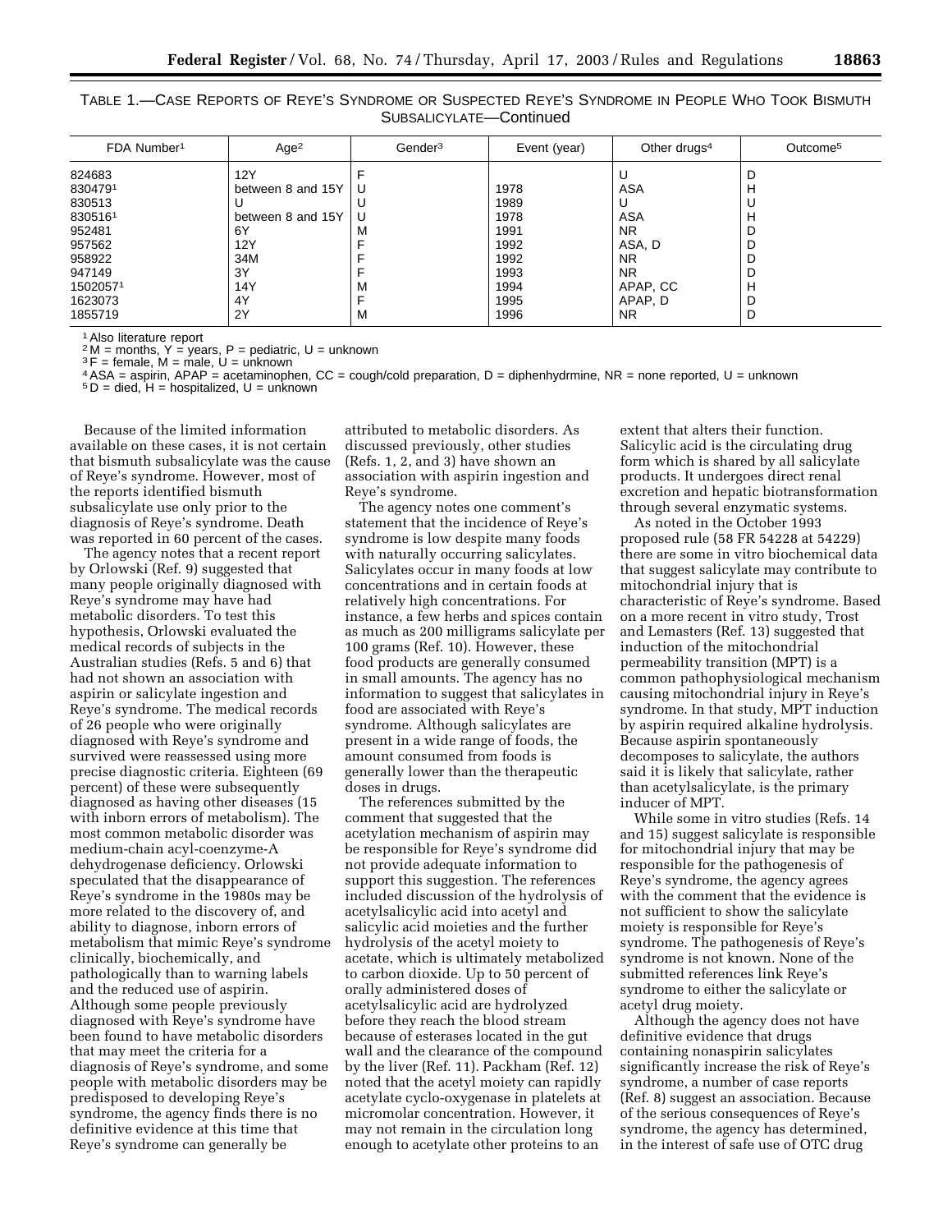TABLE 1.—CASE REPORTS OF REYE'S SYNDROME OR SUSPECTED REYE'S SYNDROME IN PEOPLE WHO TOOK BISMUTH SUBSALICYLATE—Continued

| FDA Number[1] | Age[2] | Gender[3] | Event (year) | Other drugs[4] | Outcome[5] |
|---|---|---|---|---|---|
| 824683 | 12Y | F | | U | D |
| 830479[1] | between 8 and 15Y | U | 1978 | ASA | H |
| 830513 | U | U | 1989 | U | U |
| 830516[1] | between 8 and 15Y | U | 1978 | ASA | H |
| 952481 | 6Y | M | 1991 | NR | D |
| 957562 | 12Y | F | 1992 | ASA, D | D |
| 958922 | 34M | F | 1992 | NR | D |
| 947149 | 3Y | F | 1993 | NR | D |
| 1502057[1] | 14Y | M | 1994 | APAP, CC | H |
| 1623073 | 4Y | F | 1995 | APAP, D | D |
| 1855719 | 2Y | M | 1996 | NR | D |

[1] Also literature report
[2] M = months, Y = years, P = pediatric, U = unknown
[3] F = female, M = male, U = unknown
[4] ASA = aspirin, APAP = acetaminophen, CC = cough/cold preparation, D = diphenhydrmine, NR = none reported, U = unknown
[5] D = died, H = hospitalized, U = unknown

Because of the limited information available on these cases, it is not certain that bismuth subsalicylate was the cause of Reye's syndrome. However, most of the reports identified bismuth subsalicylate use only prior to the diagnosis of Reye's syndrome. Death was reported in 60 percent of the cases.

The agency notes that a recent report by Orlowski (Ref. 9) suggested that many people originally diagnosed with Reye's syndrome may have had metabolic disorders. To test this hypothesis, Orlowski evaluated the medical records of subjects in the Australian studies (Refs. 5 and 6) that had not shown an association with aspirin or salicylate ingestion and Reye's syndrome. The medical records of 26 people who were originally diagnosed with Reye's syndrome and survived were reassessed using more precise diagnostic criteria. Eighteen (69 percent) of these were subsequently diagnosed as having other diseases (15 with inborn errors of metabolism). The most common metabolic disorder was medium-chain acyl-coenzyme-A dehydrogenase deficiency. Orlowski speculated that the disappearance of Reye's syndrome in the 1980s may be more related to the discovery of, and ability to diagnose, inborn errors of metabolism that mimic Reye's syndrome clinically, biochemically, and pathologically than to warning labels and the reduced use of aspirin. Although some people previously diagnosed with Reye's syndrome have been found to have metabolic disorders that may meet the criteria for a diagnosis of Reye's syndrome, and some people with metabolic disorders may be predisposed to developing Reye's syndrome, the agency finds there is no definitive evidence at this time that Reye's syndrome can generally be attributed to metabolic disorders. As discussed previously, other studies (Refs. 1, 2, and 3) have shown an association with aspirin ingestion and Reye's syndrome.

The agency notes one comment's statement that the incidence of Reye's syndrome is low despite many foods with naturally occurring salicylates. Salicylates occur in many foods at low concentrations and in certain foods at relatively high concentrations. For instance, a few herbs and spices contain as much as 200 milligrams salicylate per 100 grams (Ref. 10). However, these food products are generally consumed in small amounts. The agency has no information to suggest that salicylates in food are associated with Reye's syndrome. Although salicylates are present in a wide range of foods, the amount consumed from foods is generally lower than the therapeutic doses in drugs.

The references submitted by the comment that suggested that the acetylation mechanism of aspirin may be responsible for Reye's syndrome did not provide adequate information to support this suggestion. The references included discussion of the hydrolysis of acetylsalicylic acid into acetyl and salicylic acid moieties and the further hydrolysis of the acetyl moiety to acetate, which is ultimately metabolized to carbon dioxide. Up to 50 percent of orally administered doses of acetylsalicylic acid are hydrolyzed before they reach the blood stream because of esterases located in the gut wall and the clearance of the compound by the liver (Ref. 11). Packham (Ref. 12) noted that the acetyl moiety can rapidly acetylate cyclo-oxygenase in platelets at micromolar concentration. However, it may not remain in the circulation long enough to acetylate other proteins to an extent that alters their function. Salicylic acid is the circulating drug form which is shared by all salicylate products. It undergoes direct renal excretion and hepatic biotransformation through several enzymatic systems.

As noted in the October 1993 proposed rule (58 FR 54228 at 54229) there are some in vitro biochemical data that suggest salicylate may contribute to mitochondrial injury that is characteristic of Reye's syndrome. Based on a more recent in vitro study, Trost and Lemasters (Ref. 13) suggested that induction of the mitochondrial permeability transition (MPT) is a common pathophysiological mechanism causing mitochondrial injury in Reye's syndrome. In that study, MPT induction by aspirin required alkaline hydrolysis. Because aspirin spontaneously decomposes to salicylate, the authors said it is likely that salicylate, rather than acetylsalicylate, is the primary inducer of MPT.

While some in vitro studies (Refs. 14 and 15) suggest salicylate is responsible for mitochondrial injury that may be responsible for the pathogenesis of Reye's syndrome, the agency agrees with the comment that the evidence is not sufficient to show the salicylate moiety is responsible for Reye's syndrome. The pathogenesis of Reye's syndrome is not known. None of the submitted references link Reye's syndrome to either the salicylate or acetyl drug moiety.

Although the agency does not have definitive evidence that drugs containing nonaspirin salicylates significantly increase the risk of Reye's syndrome, a number of case reports (Ref. 8) suggest an association. Because of the serious consequences of Reye's syndrome, the agency has determined, in the interest of safe use of OTC drug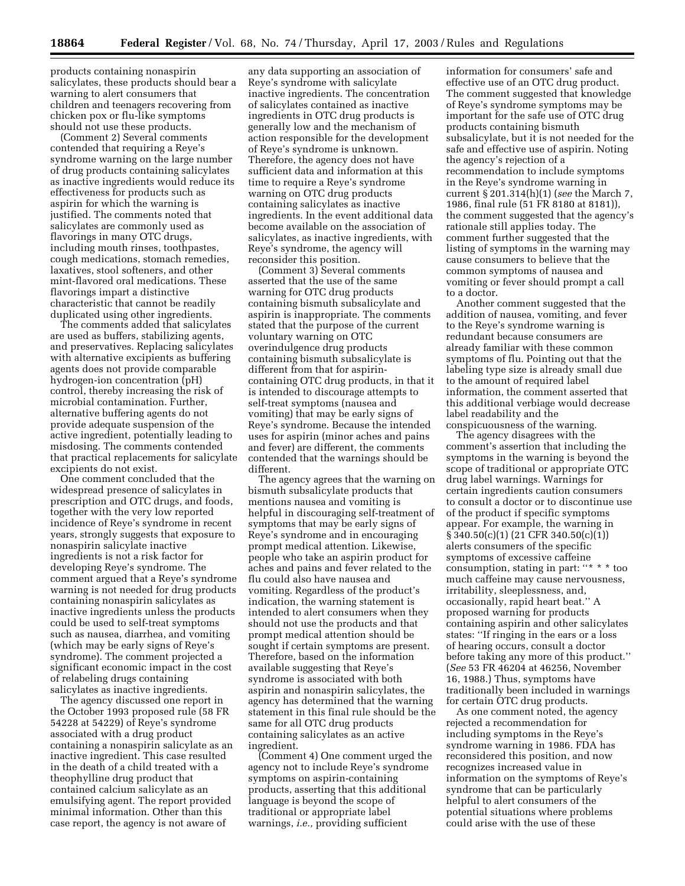products containing nonaspirin salicylates, these products should bear a warning to alert consumers that children and teenagers recovering from chicken pox or flu-like symptoms should not use these products.

(Comment 2) Several comments contended that requiring a Reye's syndrome warning on the large number of drug products containing salicylates as inactive ingredients would reduce its effectiveness for products such as aspirin for which the warning is justified. The comments noted that salicylates are commonly used as flavorings in many OTC drugs, including mouth rinses, toothpastes, cough medications, stomach remedies, laxatives, stool softeners, and other mint-flavored oral medications. These flavorings impart a distinctive characteristic that cannot be readily duplicated using other ingredients.

The comments added that salicylates are used as buffers, stabilizing agents, and preservatives. Replacing salicylates with alternative excipients as buffering agents does not provide comparable hydrogen-ion concentration (pH) control, thereby increasing the risk of microbial contamination. Further, alternative buffering agents do not provide adequate suspension of the active ingredient, potentially leading to misdosing. The comments contended that practical replacements for salicylate excipients do not exist.

One comment concluded that the widespread presence of salicylates in prescription and OTC drugs, and foods, together with the very low reported incidence of Reye's syndrome in recent years, strongly suggests that exposure to nonaspirin salicylate inactive ingredients is not a risk factor for developing Reye's syndrome. The comment argued that a Reye's syndrome warning is not needed for drug products containing nonaspirin salicylates as inactive ingredients unless the products could be used to self-treat symptoms such as nausea, diarrhea, and vomiting (which may be early signs of Reye's syndrome). The comment projected a significant economic impact in the cost of relabeling drugs containing salicylates as inactive ingredients.

The agency discussed one report in the October 1993 proposed rule (58 FR 54228 at 54229) of Reye's syndrome associated with a drug product containing a nonaspirin salicylate as an inactive ingredient. This case resulted in the death of a child treated with a theophylline drug product that contained calcium salicylate as an emulsifying agent. The report provided minimal information. Other than this case report, the agency is not aware of any data supporting an association of Reye's syndrome with salicylate inactive ingredients. The concentration of salicylates contained as inactive ingredients in OTC drug products is generally low and the mechanism of action responsible for the development of Reye's syndrome is unknown. Therefore, the agency does not have sufficient data and information at this time to require a Reye's syndrome warning on OTC drug products containing salicylates as inactive ingredients. In the event additional data become available on the association of salicylates, as inactive ingredients, with Reye's syndrome, the agency will reconsider this position.

(Comment 3) Several comments asserted that the use of the same warning for OTC drug products containing bismuth subsalicylate and aspirin is inappropriate. The comments stated that the purpose of the current voluntary warning on OTC overindulgence drug products containing bismuth subsalicylate is different from that for aspirin-containing OTC drug products, in that it is intended to discourage attempts to self-treat symptoms (nausea and vomiting) that may be early signs of Reye's syndrome. Because the intended uses for aspirin (minor aches and pains and fever) are different, the comments contended that the warnings should be different.

The agency agrees that the warning on bismuth subsalicylate products that mentions nausea and vomiting is helpful in discouraging self-treatment of symptoms that may be early signs of Reye's syndrome and in encouraging prompt medical attention. Likewise, people who take an aspirin product for aches and pains and fever related to the flu could also have nausea and vomiting. Regardless of the product's indication, the warning statement is intended to alert consumers when they should not use the products and that prompt medical attention should be sought if certain symptoms are present. Therefore, based on the information available suggesting that Reye's syndrome is associated with both aspirin and nonaspirin salicylates, the agency has determined that the warning statement in this final rule should be the same for all OTC drug products containing salicylates as an active ingredient.

(Comment 4) One comment urged the agency not to include Reye's syndrome symptoms on aspirin-containing products, asserting that this additional language is beyond the scope of traditional or appropriate label warnings, *i.e.,* providing sufficient information for consumers' safe and effective use of an OTC drug product. The comment suggested that knowledge of Reye's syndrome symptoms may be important for the safe use of OTC drug products containing bismuth subsalicylate, but it is not needed for the safe and effective use of aspirin. Noting the agency's rejection of a recommendation to include symptoms in the Reye's syndrome warning in current § 201.314(h)(1) (*see* the March 7, 1986, final rule (51 FR 8180 at 8181)), the comment suggested that the agency's rationale still applies today. The comment further suggested that the listing of symptoms in the warning may cause consumers to believe that the common symptoms of nausea and vomiting or fever should prompt a call to a doctor.

Another comment suggested that the addition of nausea, vomiting, and fever to the Reye's syndrome warning is redundant because consumers are already familiar with these common symptoms of flu. Pointing out that the labeling type size is already small due to the amount of required label information, the comment asserted that this additional verbiage would decrease label readability and the conspicuousness of the warning.

The agency disagrees with the comment's assertion that including the symptoms in the warning is beyond the scope of traditional or appropriate OTC drug label warnings. Warnings for certain ingredients caution consumers to consult a doctor or to discontinue use of the product if specific symptoms appear. For example, the warning in § 340.50(c)(1) (21 CFR 340.50(c)(1)) alerts consumers of the specific symptoms of excessive caffeine consumption, stating in part: "* * * too much caffeine may cause nervousness, irritability, sleeplessness, and, occasionally, rapid heart beat." A proposed warning for products containing aspirin and other salicylates states: "If ringing in the ears or a loss of hearing occurs, consult a doctor before taking any more of this product." (*See* 53 FR 46204 at 46256, November 16, 1988.) Thus, symptoms have traditionally been included in warnings for certain OTC drug products.

As one comment noted, the agency rejected a recommendation for including symptoms in the Reye's syndrome warning in 1986. FDA has reconsidered this position, and now recognizes increased value in information on the symptoms of Reye's syndrome that can be particularly helpful to alert consumers of the potential situations where problems could arise with the use of these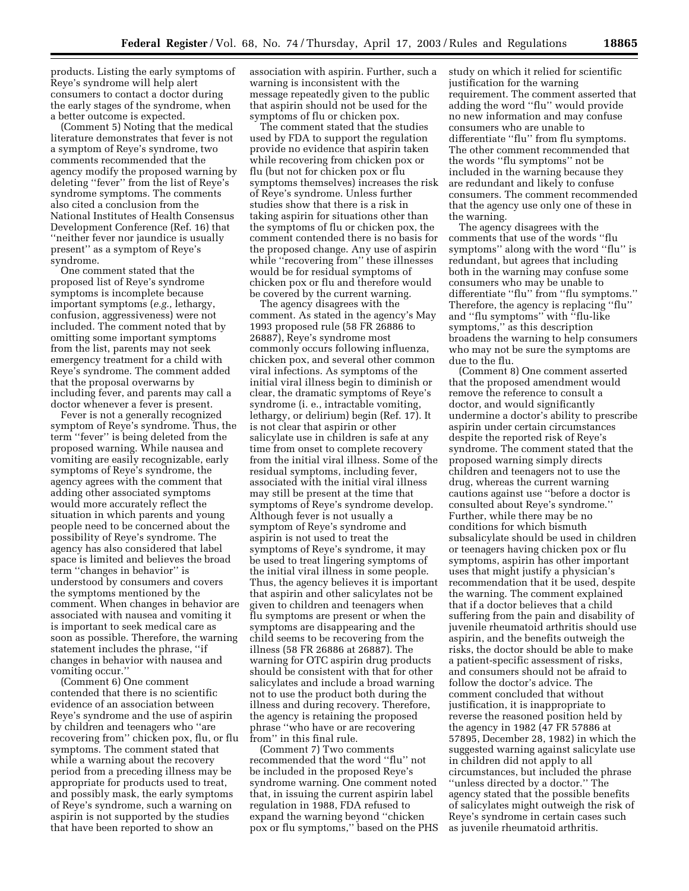products. Listing the early symptoms of Reye's syndrome will help alert consumers to contact a doctor during the early stages of the syndrome, when a better outcome is expected.

(Comment 5) Noting that the medical literature demonstrates that fever is not a symptom of Reye's syndrome, two comments recommended that the agency modify the proposed warning by deleting ''fever'' from the list of Reye's syndrome symptoms. The comments also cited a conclusion from the National Institutes of Health Consensus Development Conference (Ref. 16) that ''neither fever nor jaundice is usually present'' as a symptom of Reye's syndrome.

One comment stated that the proposed list of Reye's syndrome symptoms is incomplete because important symptoms (*e.g.,* lethargy, confusion, aggressiveness) were not included. The comment noted that by omitting some important symptoms from the list, parents may not seek emergency treatment for a child with Reye's syndrome. The comment added that the proposal overwarns by including fever, and parents may call a doctor whenever a fever is present.

Fever is not a generally recognized symptom of Reye's syndrome. Thus, the term ''fever'' is being deleted from the proposed warning. While nausea and vomiting are easily recognizable, early symptoms of Reye's syndrome, the agency agrees with the comment that adding other associated symptoms would more accurately reflect the situation in which parents and young people need to be concerned about the possibility of Reye's syndrome. The agency has also considered that label space is limited and believes the broad term ''changes in behavior'' is understood by consumers and covers the symptoms mentioned by the comment. When changes in behavior are associated with nausea and vomiting it is important to seek medical care as soon as possible. Therefore, the warning statement includes the phrase, ''if changes in behavior with nausea and vomiting occur.''

(Comment 6) One comment contended that there is no scientific evidence of an association between Reye's syndrome and the use of aspirin by children and teenagers who ''are recovering from'' chicken pox, flu, or flu symptoms. The comment stated that while a warning about the recovery period from a preceding illness may be appropriate for products used to treat, and possibly mask, the early symptoms of Reye's syndrome, such a warning on aspirin is not supported by the studies that have been reported to show an association with aspirin. Further, such a warning is inconsistent with the message repeatedly given to the public that aspirin should not be used for the symptoms of flu or chicken pox.

The comment stated that the studies used by FDA to support the regulation provide no evidence that aspirin taken while recovering from chicken pox or flu (but not for chicken pox or flu symptoms themselves) increases the risk of Reye's syndrome. Unless further studies show that there is a risk in taking aspirin for situations other than the symptoms of flu or chicken pox, the comment contended there is no basis for the proposed change. Any use of aspirin while ''recovering from'' these illnesses would be for residual symptoms of chicken pox or flu and therefore would be covered by the current warning.

The agency disagrees with the comment. As stated in the agency's May 1993 proposed rule (58 FR 26886 to 26887), Reye's syndrome most commonly occurs following influenza, chicken pox, and several other common viral infections. As symptoms of the initial viral illness begin to diminish or clear, the dramatic symptoms of Reye's syndrome (i. e., intractable vomiting, lethargy, or delirium) begin (Ref. 17). It is not clear that aspirin or other salicylate use in children is safe at any time from onset to complete recovery from the initial viral illness. Some of the residual symptoms, including fever, associated with the initial viral illness may still be present at the time that symptoms of Reye's syndrome develop. Although fever is not usually a symptom of Reye's syndrome and aspirin is not used to treat the symptoms of Reye's syndrome, it may be used to treat lingering symptoms of the initial viral illness in some people. Thus, the agency believes it is important that aspirin and other salicylates not be given to children and teenagers when flu symptoms are present or when the symptoms are disappearing and the child seems to be recovering from the illness (58 FR 26886 at 26887). The warning for OTC aspirin drug products should be consistent with that for other salicylates and include a broad warning not to use the product both during the illness and during recovery. Therefore, the agency is retaining the proposed phrase ''who have or are recovering from'' in this final rule.

(Comment 7) Two comments recommended that the word ''flu'' not be included in the proposed Reye's syndrome warning. One comment noted that, in issuing the current aspirin label regulation in 1988, FDA refused to expand the warning beyond ''chicken pox or flu symptoms,'' based on the PHS study on which it relied for scientific justification for the warning requirement. The comment asserted that adding the word ''flu'' would provide no new information and may confuse consumers who are unable to differentiate ''flu'' from flu symptoms. The other comment recommended that the words ''flu symptoms'' not be included in the warning because they are redundant and likely to confuse consumers. The comment recommended that the agency use only one of these in the warning.

The agency disagrees with the comments that use of the words ''flu symptoms'' along with the word ''flu'' is redundant, but agrees that including both in the warning may confuse some consumers who may be unable to differentiate ''flu'' from ''flu symptoms.'' Therefore, the agency is replacing ''flu'' and ''flu symptoms'' with ''flu-like symptoms,'' as this description broadens the warning to help consumers who may not be sure the symptoms are due to the flu.

(Comment 8) One comment asserted that the proposed amendment would remove the reference to consult a doctor, and would significantly undermine a doctor's ability to prescribe aspirin under certain circumstances despite the reported risk of Reye's syndrome. The comment stated that the proposed warning simply directs children and teenagers not to use the drug, whereas the current warning cautions against use ''before a doctor is consulted about Reye's syndrome.'' Further, while there may be no conditions for which bismuth subsalicylate should be used in children or teenagers having chicken pox or flu symptoms, aspirin has other important uses that might justify a physician's recommendation that it be used, despite the warning. The comment explained that if a doctor believes that a child suffering from the pain and disability of juvenile rheumatoid arthritis should use aspirin, and the benefits outweigh the risks, the doctor should be able to make a patient-specific assessment of risks, and consumers should not be afraid to follow the doctor's advice. The comment concluded that without justification, it is inappropriate to reverse the reasoned position held by the agency in 1982 (47 FR 57886 at 57895, December 28, 1982) in which the suggested warning against salicylate use in children did not apply to all circumstances, but included the phrase ''unless directed by a doctor.'' The agency stated that the possible benefits of salicylates might outweigh the risk of Reye's syndrome in certain cases such as juvenile rheumatoid arthritis.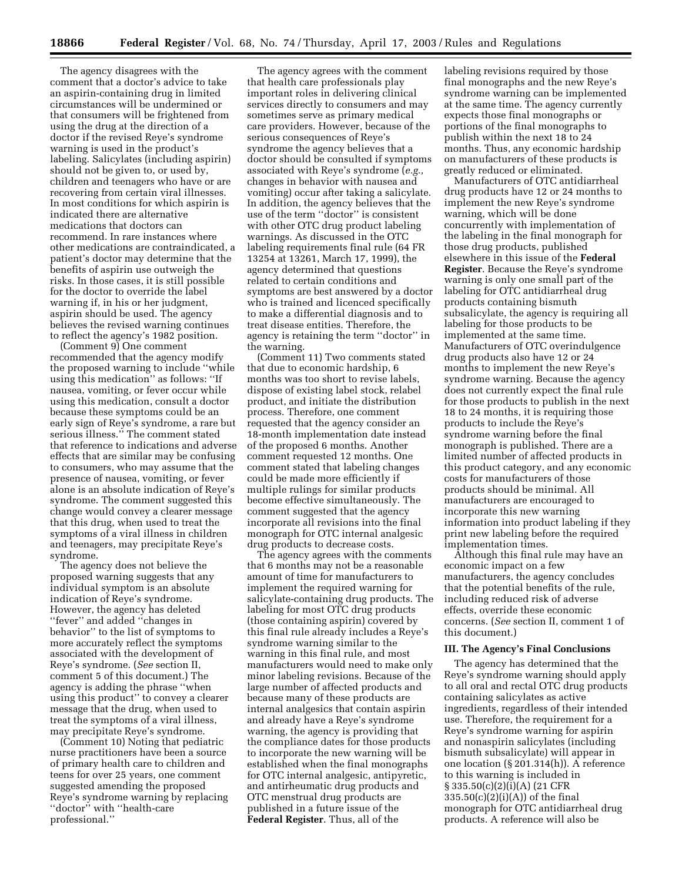The agency disagrees with the comment that a doctor's advice to take an aspirin-containing drug in limited circumstances will be undermined or that consumers will be frightened from using the drug at the direction of a doctor if the revised Reye's syndrome warning is used in the product's labeling. Salicylates (including aspirin) should not be given to, or used by, children and teenagers who have or are recovering from certain viral illnesses. In most conditions for which aspirin is indicated there are alternative medications that doctors can recommend. In rare instances where other medications are contraindicated, a patient's doctor may determine that the benefits of aspirin use outweigh the risks. In those cases, it is still possible for the doctor to override the label warning if, in his or her judgment, aspirin should be used. The agency believes the revised warning continues to reflect the agency's 1982 position.

(Comment 9) One comment recommended that the agency modify the proposed warning to include ''while using this medication'' as follows: ''If nausea, vomiting, or fever occur while using this medication, consult a doctor because these symptoms could be an early sign of Reye's syndrome, a rare but serious illness.'' The comment stated that reference to indications and adverse effects that are similar may be confusing to consumers, who may assume that the presence of nausea, vomiting, or fever alone is an absolute indication of Reye's syndrome. The comment suggested this change would convey a clearer message that this drug, when used to treat the symptoms of a viral illness in children and teenagers, may precipitate Reye's syndrome.

The agency does not believe the proposed warning suggests that any individual symptom is an absolute indication of Reye's syndrome. However, the agency has deleted ''fever'' and added ''changes in behavior'' to the list of symptoms to more accurately reflect the symptoms associated with the development of Reye's syndrome. (*See* section II, comment 5 of this document.) The agency is adding the phrase ''when using this product'' to convey a clearer message that the drug, when used to treat the symptoms of a viral illness, may precipitate Reye's syndrome.

(Comment 10) Noting that pediatric nurse practitioners have been a source of primary health care to children and teens for over 25 years, one comment suggested amending the proposed Reye's syndrome warning by replacing ''doctor'' with ''health-care professional.''

The agency agrees with the comment that health care professionals play important roles in delivering clinical services directly to consumers and may sometimes serve as primary medical care providers. However, because of the serious consequences of Reye's syndrome the agency believes that a doctor should be consulted if symptoms associated with Reye's syndrome (*e.g.,* changes in behavior with nausea and vomiting) occur after taking a salicylate. In addition, the agency believes that the use of the term ''doctor'' is consistent with other OTC drug product labeling warnings. As discussed in the OTC labeling requirements final rule (64 FR 13254 at 13261, March 17, 1999), the agency determined that questions related to certain conditions and symptoms are best answered by a doctor who is trained and licenced specifically to make a differential diagnosis and to treat disease entities. Therefore, the agency is retaining the term ''doctor'' in the warning.

(Comment 11) Two comments stated that due to economic hardship, 6 months was too short to revise labels, dispose of existing label stock, relabel product, and initiate the distribution process. Therefore, one comment requested that the agency consider an 18-month implementation date instead of the proposed 6 months. Another comment requested 12 months. One comment stated that labeling changes could be made more efficiently if multiple rulings for similar products become effective simultaneously. The comment suggested that the agency incorporate all revisions into the final monograph for OTC internal analgesic drug products to decrease costs.

The agency agrees with the comments that 6 months may not be a reasonable amount of time for manufacturers to implement the required warning for salicylate-containing drug products. The labeling for most OTC drug products (those containing aspirin) covered by this final rule already includes a Reye's syndrome warning similar to the warning in this final rule, and most manufacturers would need to make only minor labeling revisions. Because of the large number of affected products and because many of these products are internal analgesics that contain aspirin and already have a Reye's syndrome warning, the agency is providing that the compliance dates for those products to incorporate the new warning will be established when the final monographs for OTC internal analgesic, antipyretic, and antirheumatic drug products and OTC menstrual drug products are published in a future issue of the **Federal Register**. Thus, all of the labeling revisions required by those final monographs and the new Reye's syndrome warning can be implemented at the same time. The agency currently expects those final monographs or portions of the final monographs to publish within the next 18 to 24 months. Thus, any economic hardship on manufacturers of these products is greatly reduced or eliminated.

Manufacturers of OTC antidiarrheal drug products have 12 or 24 months to implement the new Reye's syndrome warning, which will be done concurrently with implementation of the labeling in the final monograph for those drug products, published elsewhere in this issue of the **Federal Register**. Because the Reye's syndrome warning is only one small part of the labeling for OTC antidiarrheal drug products containing bismuth subsalicylate, the agency is requiring all labeling for those products to be implemented at the same time. Manufacturers of OTC overindulgence drug products also have 12 or 24 months to implement the new Reye's syndrome warning. Because the agency does not currently expect the final rule for those products to publish in the next 18 to 24 months, it is requiring those products to include the Reye's syndrome warning before the final monograph is published. There are a limited number of affected products in this product category, and any economic costs for manufacturers of those products should be minimal. All manufacturers are encouraged to incorporate this new warning information into product labeling if they print new labeling before the required implementation times.

Although this final rule may have an economic impact on a few manufacturers, the agency concludes that the potential benefits of the rule, including reduced risk of adverse effects, override these economic concerns. (*See* section II, comment 1 of this document.)

## III. The Agency's Final Conclusions

The agency has determined that the Reye's syndrome warning should apply to all oral and rectal OTC drug products containing salicylates as active ingredients, regardless of their intended use. Therefore, the requirement for a Reye's syndrome warning for aspirin and nonaspirin salicylates (including bismuth subsalicylate) will appear in one location (§ 201.314(h)). A reference to this warning is included in § 335.50(c)(2)(i)(A) (21 CFR 335.50(c)(2)(i)(A)) of the final monograph for OTC antidiarrheal drug products. A reference will also be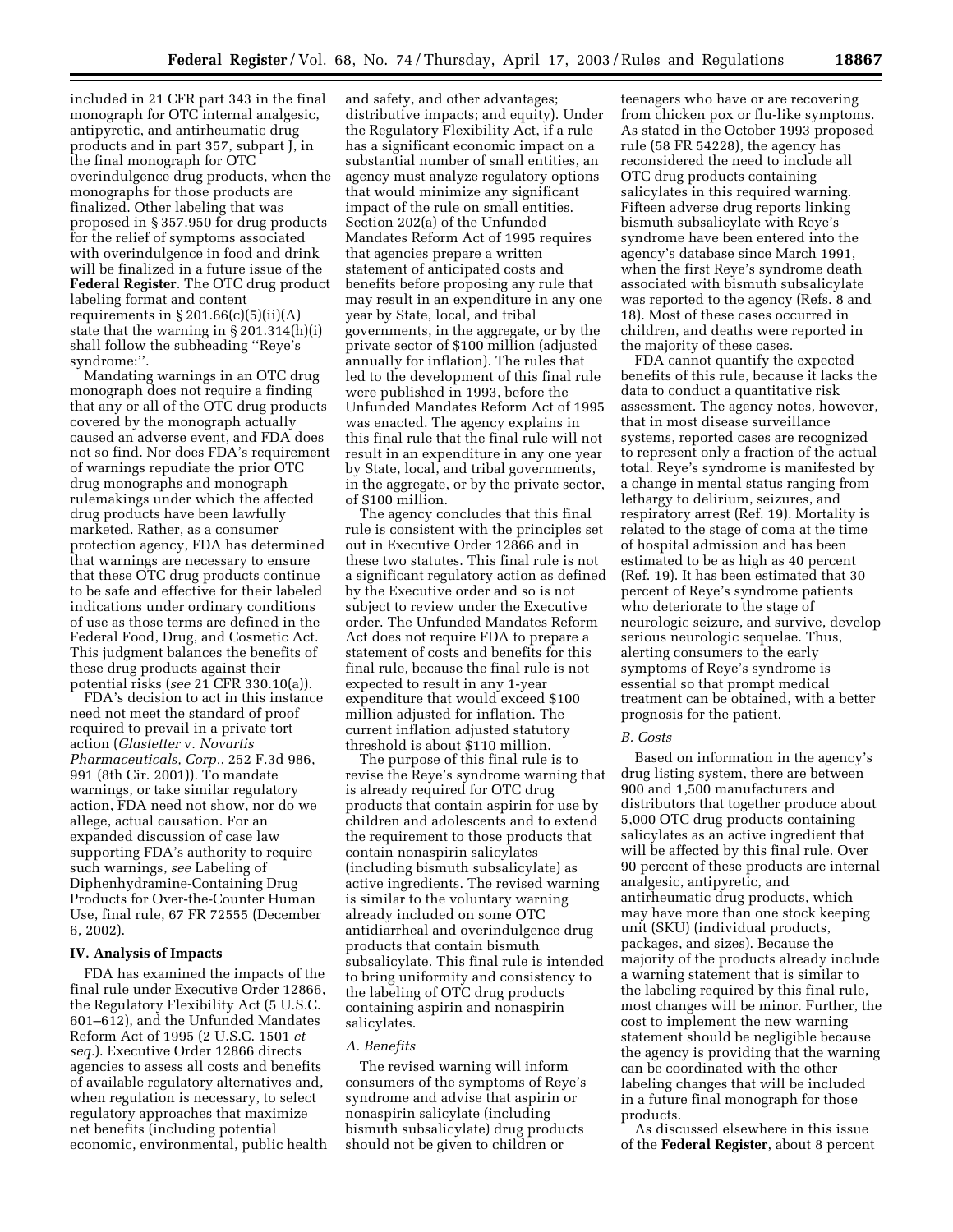included in 21 CFR part 343 in the final monograph for OTC internal analgesic, antipyretic, and antirheumatic drug products and in part 357, subpart J, in the final monograph for OTC overindulgence drug products, when the monographs for those products are finalized. Other labeling that was proposed in § 357.950 for drug products for the relief of symptoms associated with overindulgence in food and drink will be finalized in a future issue of the **Federal Register**. The OTC drug product labeling format and content requirements in § 201.66(c)(5)(ii)(A) state that the warning in § 201.314(h)(i) shall follow the subheading "Reye's syndrome:".

Mandating warnings in an OTC drug monograph does not require a finding that any or all of the OTC drug products covered by the monograph actually caused an adverse event, and FDA does not so find. Nor does FDA's requirement of warnings repudiate the prior OTC drug monographs and monograph rulemakings under which the affected drug products have been lawfully marketed. Rather, as a consumer protection agency, FDA has determined that warnings are necessary to ensure that these OTC drug products continue to be safe and effective for their labeled indications under ordinary conditions of use as those terms are defined in the Federal Food, Drug, and Cosmetic Act. This judgment balances the benefits of these drug products against their potential risks (*see* 21 CFR 330.10(a)).

FDA's decision to act in this instance need not meet the standard of proof required to prevail in a private tort action (*Glastetter* v. *Novartis Pharmaceuticals, Corp.*, 252 F.3d 986, 991 (8th Cir. 2001)). To mandate warnings, or take similar regulatory action, FDA need not show, nor do we allege, actual causation. For an expanded discussion of case law supporting FDA's authority to require such warnings, *see* Labeling of Diphenhydramine-Containing Drug Products for Over-the-Counter Human Use, final rule, 67 FR 72555 (December 6, 2002).

## IV. Analysis of Impacts

FDA has examined the impacts of the final rule under Executive Order 12866, the Regulatory Flexibility Act (5 U.S.C. 601–612), and the Unfunded Mandates Reform Act of 1995 (2 U.S.C. 1501 *et seq.*). Executive Order 12866 directs agencies to assess all costs and benefits of available regulatory alternatives and, when regulation is necessary, to select regulatory approaches that maximize net benefits (including potential economic, environmental, public health and safety, and other advantages; distributive impacts; and equity). Under the Regulatory Flexibility Act, if a rule has a significant economic impact on a substantial number of small entities, an agency must analyze regulatory options that would minimize any significant impact of the rule on small entities. Section 202(a) of the Unfunded Mandates Reform Act of 1995 requires that agencies prepare a written statement of anticipated costs and benefits before proposing any rule that may result in an expenditure in any one year by State, local, and tribal governments, in the aggregate, or by the private sector of $100 million (adjusted annually for inflation). The rules that led to the development of this final rule were published in 1993, before the Unfunded Mandates Reform Act of 1995 was enacted. The agency explains in this final rule that the final rule will not result in an expenditure in any one year by State, local, and tribal governments, in the aggregate, or by the private sector, of $100 million.

The agency concludes that this final rule is consistent with the principles set out in Executive Order 12866 and in these two statutes. This final rule is not a significant regulatory action as defined by the Executive order and so is not subject to review under the Executive order. The Unfunded Mandates Reform Act does not require FDA to prepare a statement of costs and benefits for this final rule, because the final rule is not expected to result in any 1-year expenditure that would exceed $100 million adjusted for inflation. The current inflation adjusted statutory threshold is about $110 million.

The purpose of this final rule is to revise the Reye's syndrome warning that is already required for OTC drug products that contain aspirin for use by children and adolescents and to extend the requirement to those products that contain nonaspirin salicylates (including bismuth subsalicylate) as active ingredients. The revised warning is similar to the voluntary warning already included on some OTC antidiarrheal and overindulgence drug products that contain bismuth subsalicylate. This final rule is intended to bring uniformity and consistency to the labeling of OTC drug products containing aspirin and nonaspirin salicylates.

### *A. Benefits*

The revised warning will inform consumers of the symptoms of Reye's syndrome and advise that aspirin or nonaspirin salicylate (including bismuth subsalicylate) drug products should not be given to children or teenagers who have or are recovering from chicken pox or flu-like symptoms. As stated in the October 1993 proposed rule (58 FR 54228), the agency has reconsidered the need to include all OTC drug products containing salicylates in this required warning. Fifteen adverse drug reports linking bismuth subsalicylate with Reye's syndrome have been entered into the agency's database since March 1991, when the first Reye's syndrome death associated with bismuth subsalicylate was reported to the agency (Refs. 8 and 18). Most of these cases occurred in children, and deaths were reported in the majority of these cases.

FDA cannot quantify the expected benefits of this rule, because it lacks the data to conduct a quantitative risk assessment. The agency notes, however, that in most disease surveillance systems, reported cases are recognized to represent only a fraction of the actual total. Reye's syndrome is manifested by a change in mental status ranging from lethargy to delirium, seizures, and respiratory arrest (Ref. 19). Mortality is related to the stage of coma at the time of hospital admission and has been estimated to be as high as 40 percent (Ref. 19). It has been estimated that 30 percent of Reye's syndrome patients who deteriorate to the stage of neurologic seizure, and survive, develop serious neurologic sequelae. Thus, alerting consumers to the early symptoms of Reye's syndrome is essential so that prompt medical treatment can be obtained, with a better prognosis for the patient.

### *B. Costs*

Based on information in the agency's drug listing system, there are between 900 and 1,500 manufacturers and distributors that together produce about 5,000 OTC drug products containing salicylates as an active ingredient that will be affected by this final rule. Over 90 percent of these products are internal analgesic, antipyretic, and antirheumatic drug products, which may have more than one stock keeping unit (SKU) (individual products, packages, and sizes). Because the majority of the products already include a warning statement that is similar to the labeling required by this final rule, most changes will be minor. Further, the cost to implement the new warning statement should be negligible because the agency is providing that the warning can be coordinated with the other labeling changes that will be included in a future final monograph for those products.

As discussed elsewhere in this issue of the **Federal Register**, about 8 percent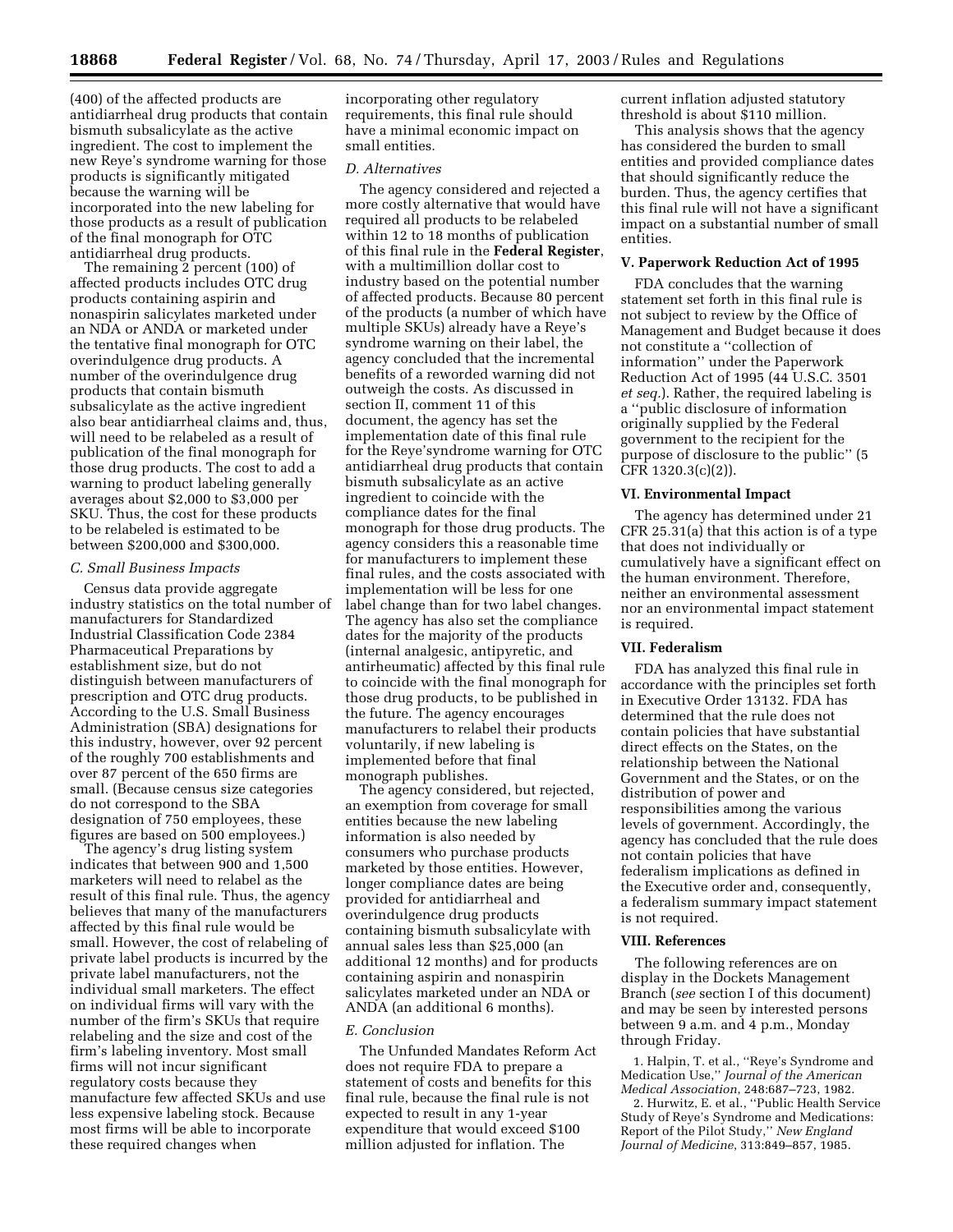(400) of the affected products are antidiarrheal drug products that contain bismuth subsalicylate as the active ingredient. The cost to implement the new Reye's syndrome warning for those products is significantly mitigated because the warning will be incorporated into the new labeling for those products as a result of publication of the final monograph for OTC antidiarrheal drug products.

The remaining 2 percent (100) of affected products includes OTC drug products containing aspirin and nonaspirin salicylates marketed under an NDA or ANDA or marketed under the tentative final monograph for OTC overindulgence drug products. A number of the overindulgence drug products that contain bismuth subsalicylate as the active ingredient also bear antidiarrheal claims and, thus, will need to be relabeled as a result of publication of the final monograph for those drug products. The cost to add a warning to product labeling generally averages about $2,000 to $3,000 per SKU. Thus, the cost for these products to be relabeled is estimated to be between $200,000 and $300,000.

### C. Small Business Impacts

Census data provide aggregate industry statistics on the total number of manufacturers for Standardized Industrial Classification Code 2384 Pharmaceutical Preparations by establishment size, but do not distinguish between manufacturers of prescription and OTC drug products. According to the U.S. Small Business Administration (SBA) designations for this industry, however, over 92 percent of the roughly 700 establishments and over 87 percent of the 650 firms are small. (Because census size categories do not correspond to the SBA designation of 750 employees, these figures are based on 500 employees.)

The agency's drug listing system indicates that between 900 and 1,500 marketers will need to relabel as the result of this final rule. Thus, the agency believes that many of the manufacturers affected by this final rule would be small. However, the cost of relabeling of private label products is incurred by the private label manufacturers, not the individual small marketers. The effect on individual firms will vary with the number of the firm's SKUs that require relabeling and the size and cost of the firm's labeling inventory. Most small firms will not incur significant regulatory costs because they manufacture few affected SKUs and use less expensive labeling stock. Because most firms will be able to incorporate these required changes when incorporating other regulatory requirements, this final rule should have a minimal economic impact on small entities.

### D. Alternatives

The agency considered and rejected a more costly alternative that would have required all products to be relabeled within 12 to 18 months of publication of this final rule in the **Federal Register**, with a multimillion dollar cost to industry based on the potential number of affected products. Because 80 percent of the products (a number of which have multiple SKUs) already have a Reye's syndrome warning on their label, the agency concluded that the incremental benefits of a reworded warning did not outweigh the costs. As discussed in section II, comment 11 of this document, the agency has set the implementation date of this final rule for the Reye'syndrome warning for OTC antidiarrheal drug products that contain bismuth subsalicylate as an active ingredient to coincide with the compliance dates for the final monograph for those drug products. The agency considers this a reasonable time for manufacturers to implement these final rules, and the costs associated with implementation will be less for one label change than for two label changes. The agency has also set the compliance dates for the majority of the products (internal analgesic, antipyretic, and antirheumatic) affected by this final rule to coincide with the final monograph for those drug products, to be published in the future. The agency encourages manufacturers to relabel their products voluntarily, if new labeling is implemented before that final monograph publishes.

The agency considered, but rejected, an exemption from coverage for small entities because the new labeling information is also needed by consumers who purchase products marketed by those entities. However, longer compliance dates are being provided for antidiarrheal and overindulgence drug products containing bismuth subsalicylate with annual sales less than $25,000 (an additional 12 months) and for products containing aspirin and nonaspirin salicylates marketed under an NDA or ANDA (an additional 6 months).

### E. Conclusion

The Unfunded Mandates Reform Act does not require FDA to prepare a statement of costs and benefits for this final rule, because the final rule is not expected to result in any 1-year expenditure that would exceed $100 million adjusted for inflation. The current inflation adjusted statutory threshold is about $110 million.

This analysis shows that the agency has considered the burden to small entities and provided compliance dates that should significantly reduce the burden. Thus, the agency certifies that this final rule will not have a significant impact on a substantial number of small entities.

## V. Paperwork Reduction Act of 1995

FDA concludes that the warning statement set forth in this final rule is not subject to review by the Office of Management and Budget because it does not constitute a ''collection of information'' under the Paperwork Reduction Act of 1995 (44 U.S.C. 3501 *et seq.*). Rather, the required labeling is a ''public disclosure of information originally supplied by the Federal government to the recipient for the purpose of disclosure to the public'' (5 CFR 1320.3(c)(2)).

## VI. Environmental Impact

The agency has determined under 21 CFR 25.31(a) that this action is of a type that does not individually or cumulatively have a significant effect on the human environment. Therefore, neither an environmental assessment nor an environmental impact statement is required.

## VII. Federalism

FDA has analyzed this final rule in accordance with the principles set forth in Executive Order 13132. FDA has determined that the rule does not contain policies that have substantial direct effects on the States, on the relationship between the National Government and the States, or on the distribution of power and responsibilities among the various levels of government. Accordingly, the agency has concluded that the rule does not contain policies that have federalism implications as defined in the Executive order and, consequently, a federalism summary impact statement is not required.

## VIII. References

The following references are on display in the Dockets Management Branch (*see* section I of this document) and may be seen by interested persons between 9 a.m. and 4 p.m., Monday through Friday.

1. Halpin, T. et al., ''Reye's Syndrome and Medication Use,'' *Journal of the American Medical Association*, 248:687–723, 1982.
2. Hurwitz, E. et al., ''Public Health Service Study of Reye's Syndrome and Medications: Report of the Pilot Study,'' *New England Journal of Medicine*, 313:849–857, 1985.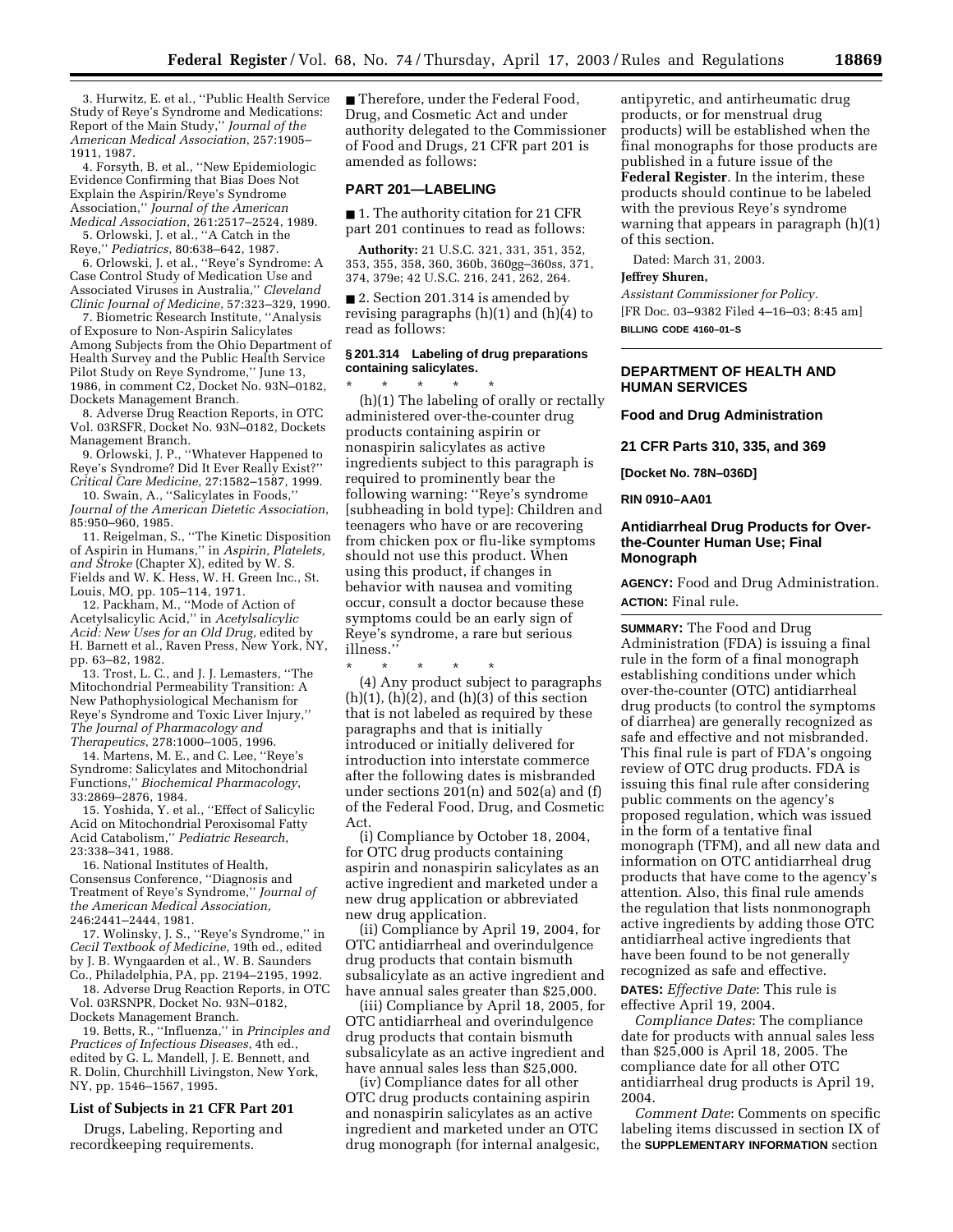3. Hurwitz, E. et al., ''Public Health Service Study of Reye's Syndrome and Medications: Report of the Main Study,'' *Journal of the American Medical Association*, 257:1905–1911, 1987.

4. Forsyth, B. et al., ''New Epidemiologic Evidence Confirming that Bias Does Not Explain the Aspirin/Reye's Syndrome Association,'' *Journal of the American Medical Association*, 261:2517–2524, 1989.

5. Orlowski, J. et al., ''A Catch in the Reye,'' *Pediatrics*, 80:638–642, 1987.

6. Orlowski, J. et al., ''Reye's Syndrome: A Case Control Study of Medication Use and Associated Viruses in Australia,'' *Cleveland Clinic Journal of Medicine*, 57:323–329, 1990.

7. Biometric Research Institute, ''Analysis of Exposure to Non-Aspirin Salicylates Among Subjects from the Ohio Department of Health Survey and the Public Health Service Pilot Study on Reye Syndrome,'' June 13, 1986, in comment C2, Docket No. 93N–0182, Dockets Management Branch.

8. Adverse Drug Reaction Reports, in OTC Vol. 03RSFR, Docket No. 93N–0182, Dockets Management Branch.

9. Orlowski, J. P., ''Whatever Happened to Reye's Syndrome? Did It Ever Really Exist?'' *Critical Care Medicine*, 27:1582–1587, 1999.

10. Swain, A., ''Salicylates in Foods,'' *Journal of the American Dietetic Association*, 85:950–960, 1985.

11. Reigelman, S., ''The Kinetic Disposition of Aspirin in Humans,'' in *Aspirin, Platelets, and Stroke* (Chapter X), edited by W. S. Fields and W. K. Hess, W. H. Green Inc., St. Louis, MO, pp. 105–114, 1971.

12. Packham, M., ''Mode of Action of Acetylsalicylic Acid,'' in *Acetylsalicylic Acid: New Uses for an Old Drug*, edited by H. Barnett et al., Raven Press, New York, NY, pp. 63–82, 1982.

13. Trost, L. C., and J. J. Lemasters, ''The Mitochondrial Permeability Transition: A New Pathophysiological Mechanism for Reye's Syndrome and Toxic Liver Injury,'' *The Journal of Pharmacology and Therapeutics*, 278:1000–1005, 1996.

14. Martens, M. E., and C. Lee, ''Reye's Syndrome: Salicylates and Mitochondrial Functions,'' *Biochemical Pharmacology*, 33:2869–2876, 1984.

15. Yoshida, Y. et al., ''Effect of Salicylic Acid on Mitochondrial Peroxisomal Fatty Acid Catabolism,'' *Pediatric Research*, 23:338–341, 1988.

16. National Institutes of Health, Consensus Conference, ''Diagnosis and Treatment of Reye's Syndrome,'' *Journal of the American Medical Association*, 246:2441–2444, 1981.

17. Wolinsky, J. S., ''Reye's Syndrome,'' in *Cecil Textbook of Medicine*, 19th ed., edited by J. B. Wyngaarden et al., W. B. Saunders Co., Philadelphia, PA, pp. 2194–2195, 1992.

18. Adverse Drug Reaction Reports, in OTC Vol. 03RSNPR, Docket No. 93N–0182, Dockets Management Branch.

19. Betts, R., ''Influenza,'' in *Principles and Practices of Infectious Diseases*, 4th ed., edited by G. L. Mandell, J. E. Bennett, and R. Dolin, Churchhill Livingston, New York, NY, pp. 1546–1567, 1995.

### List of Subjects in 21 CFR Part 201

Drugs, Labeling, Reporting and recordkeeping requirements.

■ Therefore, under the Federal Food, Drug, and Cosmetic Act and under authority delegated to the Commissioner of Food and Drugs, 21 CFR part 201 is amended as follows:

## PART 201—LABELING

■ 1. The authority citation for 21 CFR part 201 continues to read as follows:

**Authority:** 21 U.S.C. 321, 331, 351, 352, 353, 355, 358, 360, 360b, 360gg–360ss, 371, 374, 379e; 42 U.S.C. 216, 241, 262, 264.

■ 2. Section 201.314 is amended by revising paragraphs (h)(1) and (h)(4) to read as follows:

### § 201.314 Labeling of drug preparations containing salicylates.

\* \* \* \* \*

(h)(1) The labeling of orally or rectally administered over-the-counter drug products containing aspirin or nonaspirin salicylates as active ingredients subject to this paragraph is required to prominently bear the following warning: ''Reye's syndrome [subheading in bold type]: Children and teenagers who have or are recovering from chicken pox or flu-like symptoms should not use this product. When using this product, if changes in behavior with nausea and vomiting occur, consult a doctor because these symptoms could be an early sign of Reye's syndrome, a rare but serious illness.''

\* \* \* \* \*

(4) Any product subject to paragraphs (h)(1), (h)(2), and (h)(3) of this section that is not labeled as required by these paragraphs and that is initially introduced or initially delivered for introduction into interstate commerce after the following dates is misbranded under sections 201(n) and 502(a) and (f) of the Federal Food, Drug, and Cosmetic Act.

(i) Compliance by October 18, 2004, for OTC drug products containing aspirin and nonaspirin salicylates as an active ingredient and marketed under a new drug application or abbreviated new drug application.

(ii) Compliance by April 19, 2004, for OTC antidiarrheal and overindulgence drug products that contain bismuth subsalicylate as an active ingredient and have annual sales greater than $25,000.

(iii) Compliance by April 18, 2005, for OTC antidiarrheal and overindulgence drug products that contain bismuth subsalicylate as an active ingredient and have annual sales less than $25,000.

(iv) Compliance dates for all other OTC drug products containing aspirin and nonaspirin salicylates as an active ingredient and marketed under an OTC drug monograph (for internal analgesic, antipyretic, and antirheumatic drug products, or for menstrual drug products) will be established when the final monographs for those products are published in a future issue of the **Federal Register**. In the interim, these products should continue to be labeled with the previous Reye's syndrome warning that appears in paragraph (h)(1) of this section.

Dated: March 31, 2003.

**Jeffrey Shuren,**

*Assistant Commissioner for Policy.*

[FR Doc. 03–9382 Filed 4–16–03; 8:45 am]

**BILLING CODE 4160–01–S**

## DEPARTMENT OF HEALTH AND HUMAN SERVICES

## Food and Drug Administration

## 21 CFR Parts 310, 335, and 369

**[Docket No. 78N–036D]**

**RIN 0910–AA01**

## Antidiarrheal Drug Products for Over-the-Counter Human Use; Final Monograph

**AGENCY:** Food and Drug Administration.

**ACTION:** Final rule.

**SUMMARY:** The Food and Drug Administration (FDA) is issuing a final rule in the form of a final monograph establishing conditions under which over-the-counter (OTC) antidiarrheal drug products (to control the symptoms of diarrhea) are generally recognized as safe and effective and not misbranded. This final rule is part of FDA's ongoing review of OTC drug products. FDA is issuing this final rule after considering public comments on the agency's proposed regulation, which was issued in the form of a tentative final monograph (TFM), and all new data and information on OTC antidiarrheal drug products that have come to the agency's attention. Also, this final rule amends the regulation that lists nonmonograph active ingredients by adding those OTC antidiarrheal active ingredients that have been found to be not generally recognized as safe and effective.

**DATES:** *Effective Date*: This rule is effective April 19, 2004.

*Compliance Dates*: The compliance date for products with annual sales less than $25,000 is April 18, 2005. The compliance date for all other OTC antidiarrheal drug products is April 19, 2004.

*Comment Date*: Comments on specific labeling items discussed in section IX of the **SUPPLEMENTARY INFORMATION** section